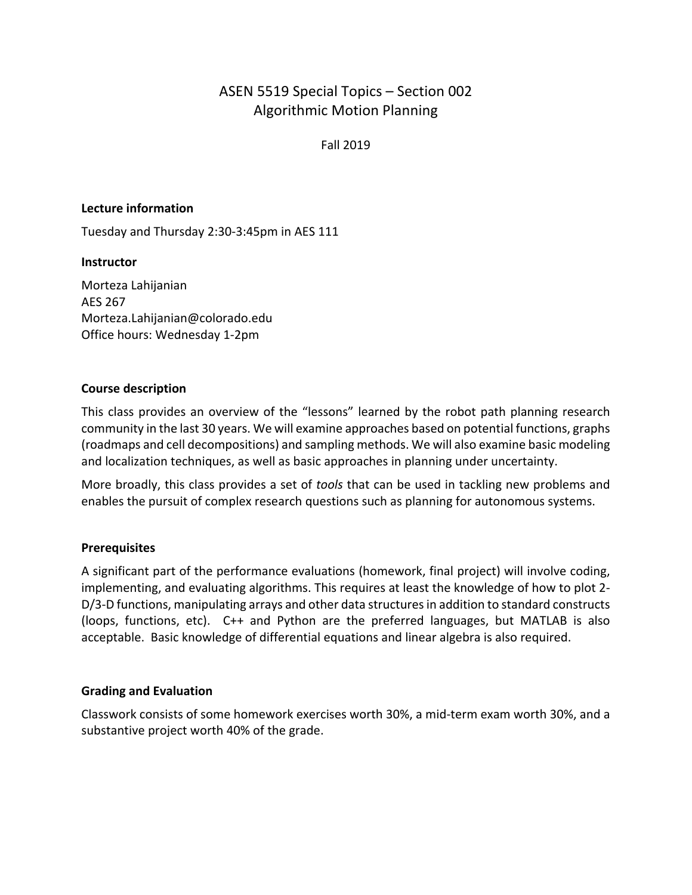# ASEN 5519 Special Topics – Section 002
# Algorithmic Motion Planning

Fall 2019

**Lecture information**

Tuesday and Thursday 2:30-3:45pm in AES 111

**Instructor**

Morteza Lahijanian
AES 267
Morteza.Lahijanian@colorado.edu
Office hours: Wednesday 1-2pm

**Course description**

This class provides an overview of the "lessons" learned by the robot path planning research community in the last 30 years. We will examine approaches based on potential functions, graphs (roadmaps and cell decompositions) and sampling methods. We will also examine basic modeling and localization techniques, as well as basic approaches in planning under uncertainty.

More broadly, this class provides a set of *tools* that can be used in tackling new problems and enables the pursuit of complex research questions such as planning for autonomous systems.

**Prerequisites**

A significant part of the performance evaluations (homework, final project) will involve coding, implementing, and evaluating algorithms. This requires at least the knowledge of how to plot 2-D/3-D functions, manipulating arrays and other data structures in addition to standard constructs (loops, functions, etc). C++ and Python are the preferred languages, but MATLAB is also acceptable. Basic knowledge of differential equations and linear algebra is also required.

**Grading and Evaluation**

Classwork consists of some homework exercises worth 30%, a mid-term exam worth 30%, and a substantive project worth 40% of the grade.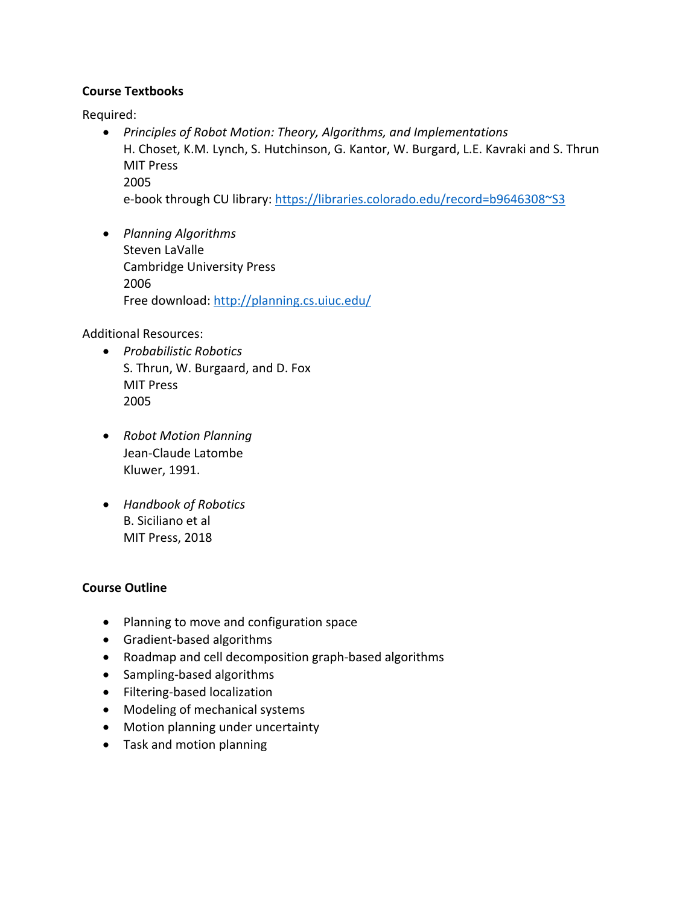**Course Textbooks**

Required:

- *Principles of Robot Motion: Theory, Algorithms, and Implementations*
  H. Choset, K.M. Lynch, S. Hutchinson, G. Kantor, W. Burgard, L.E. Kavraki and S. Thrun
  MIT Press
  2005
  e-book through CU library: https://libraries.colorado.edu/record=b9646308~S3

- *Planning Algorithms*
  Steven LaValle
  Cambridge University Press
  2006
  Free download: http://planning.cs.uiuc.edu/

Additional Resources:

- *Probabilistic Robotics*
  S. Thrun, W. Burgaard, and D. Fox
  MIT Press
  2005

- *Robot Motion Planning*
  Jean-Claude Latombe
  Kluwer, 1991.

- *Handbook of Robotics*
  B. Siciliano et al
  MIT Press, 2018

**Course Outline**

- Planning to move and configuration space
- Gradient-based algorithms
- Roadmap and cell decomposition graph-based algorithms
- Sampling-based algorithms
- Filtering-based localization
- Modeling of mechanical systems
- Motion planning under uncertainty
- Task and motion planning